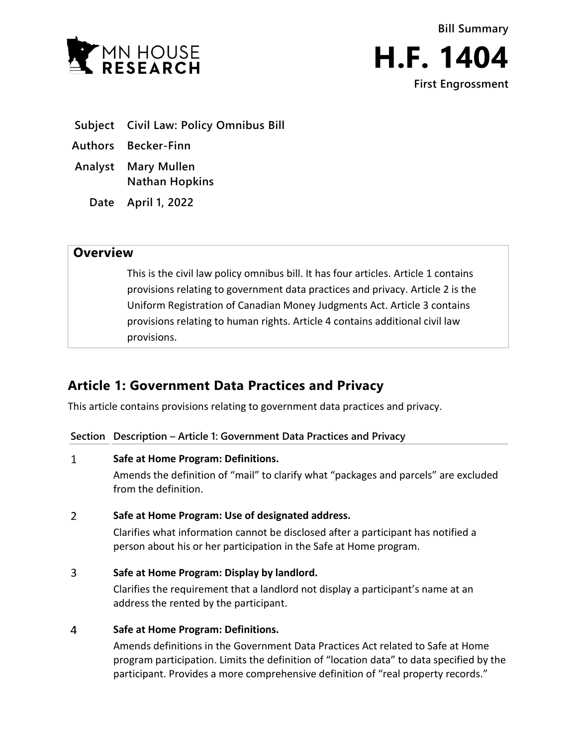MN HOUSE RESEARCH

**Bill Summary**

# H.F. 1404

**First Engrossment**

| | |
|---|---|
| **Subject** | **Civil Law: Policy Omnibus Bill** |
| **Authors** | **Becker-Finn** |
| **Analyst** | **Mary Mullen**<br>**Nathan Hopkins** |
| **Date** | **April 1, 2022** |

## Overview

This is the civil law policy omnibus bill. It has four articles. Article 1 contains provisions relating to government data practices and privacy. Article 2 is the Uniform Registration of Canadian Money Judgments Act. Article 3 contains provisions relating to human rights. Article 4 contains additional civil law provisions.

## Article 1: Government Data Practices and Privacy

This article contains provisions relating to government data practices and privacy.

| Section | Description – Article 1: Government Data Practices and Privacy |
|---|---|
| 1 | **Safe at Home Program: Definitions.**<br>Amends the definition of "mail" to clarify what "packages and parcels" are excluded from the definition. |
| 2 | **Safe at Home Program: Use of designated address.**<br>Clarifies what information cannot be disclosed after a participant has notified a person about his or her participation in the Safe at Home program. |
| 3 | **Safe at Home Program: Display by landlord.**<br>Clarifies the requirement that a landlord not display a participant's name at an address the rented by the participant. |
| 4 | **Safe at Home Program: Definitions.**<br>Amends definitions in the Government Data Practices Act related to Safe at Home program participation. Limits the definition of "location data" to data specified by the participant. Provides a more comprehensive definition of "real property records." |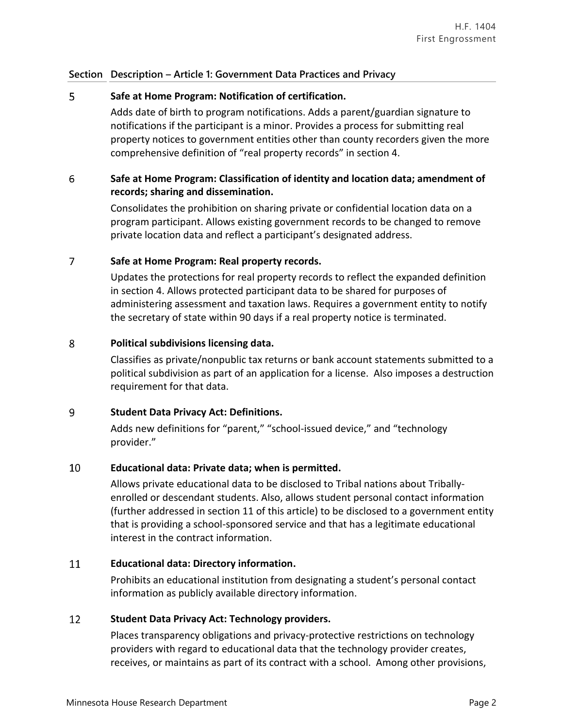| Section | Description – Article 1: Government Data Practices and Privacy |
|---|---|
| 5 | **Safe at Home Program: Notification of certification.**<br>Adds date of birth to program notifications. Adds a parent/guardian signature to notifications if the participant is a minor. Provides a process for submitting real property notices to government entities other than county recorders given the more comprehensive definition of "real property records" in section 4. |
| 6 | **Safe at Home Program: Classification of identity and location data; amendment of records; sharing and dissemination.**<br>Consolidates the prohibition on sharing private or confidential location data on a program participant. Allows existing government records to be changed to remove private location data and reflect a participant's designated address. |
| 7 | **Safe at Home Program: Real property records.**<br>Updates the protections for real property records to reflect the expanded definition in section 4. Allows protected participant data to be shared for purposes of administering assessment and taxation laws. Requires a government entity to notify the secretary of state within 90 days if a real property notice is terminated. |
| 8 | **Political subdivisions licensing data.**<br>Classifies as private/nonpublic tax returns or bank account statements submitted to a political subdivision as part of an application for a license. Also imposes a destruction requirement for that data. |
| 9 | **Student Data Privacy Act: Definitions.**<br>Adds new definitions for "parent," "school-issued device," and "technology provider." |
| 10 | **Educational data: Private data; when is permitted.**<br>Allows private educational data to be disclosed to Tribal nations about Tribally-enrolled or descendant students. Also, allows student personal contact information (further addressed in section 11 of this article) to be disclosed to a government entity that is providing a school-sponsored service and that has a legitimate educational interest in the contract information. |
| 11 | **Educational data: Directory information.**<br>Prohibits an educational institution from designating a student's personal contact information as publicly available directory information. |
| 12 | **Student Data Privacy Act: Technology providers.**<br>Places transparency obligations and privacy-protective restrictions on technology providers with regard to educational data that the technology provider creates, receives, or maintains as part of its contract with a school. Among other provisions, |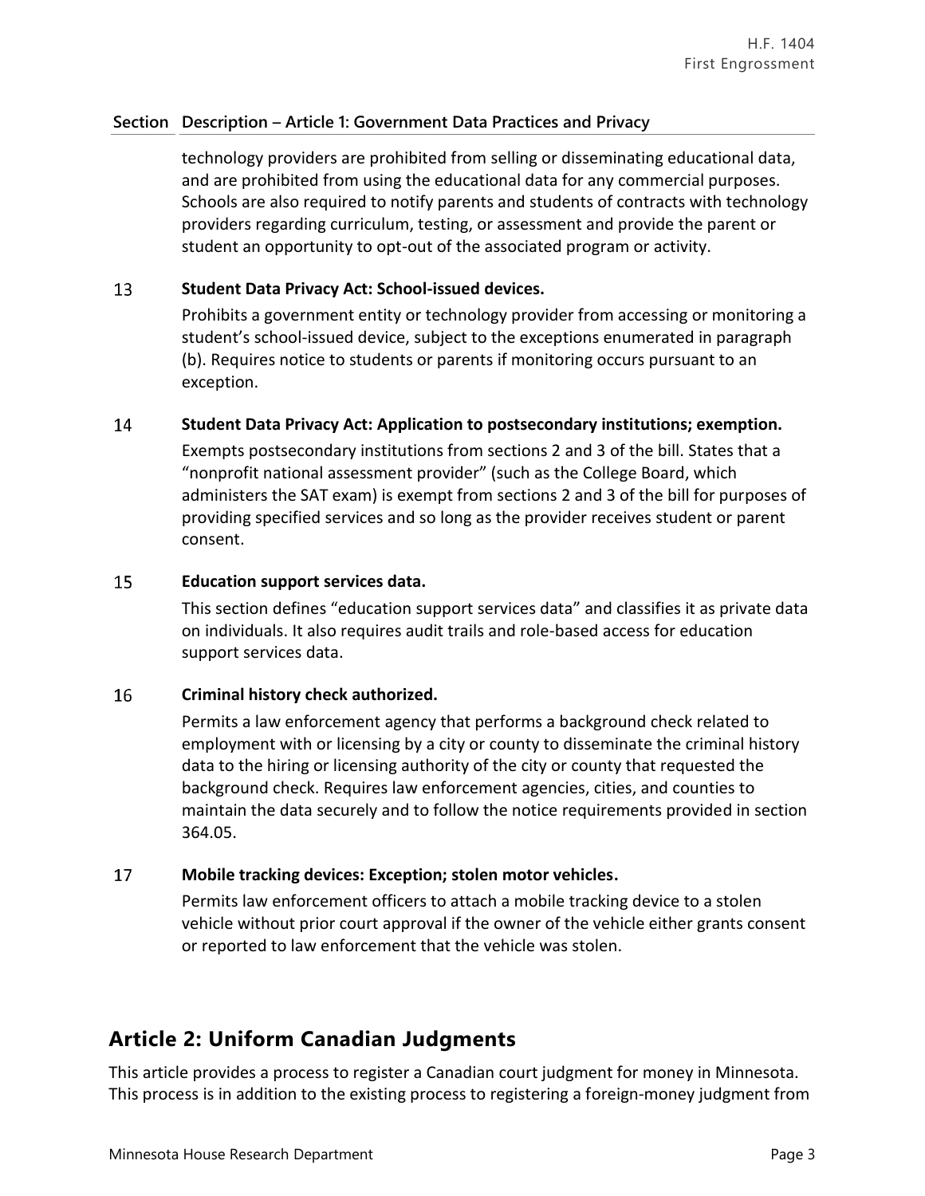| Section | Description – Article 1: Government Data Practices and Privacy |
|---|---|
| | technology providers are prohibited from selling or disseminating educational data, and are prohibited from using the educational data for any commercial purposes. Schools are also required to notify parents and students of contracts with technology providers regarding curriculum, testing, or assessment and provide the parent or student an opportunity to opt-out of the associated program or activity. |
| 13 | **Student Data Privacy Act: School-issued devices.** Prohibits a government entity or technology provider from accessing or monitoring a student's school-issued device, subject to the exceptions enumerated in paragraph (b). Requires notice to students or parents if monitoring occurs pursuant to an exception. |
| 14 | **Student Data Privacy Act: Application to postsecondary institutions; exemption.** Exempts postsecondary institutions from sections 2 and 3 of the bill. States that a "nonprofit national assessment provider" (such as the College Board, which administers the SAT exam) is exempt from sections 2 and 3 of the bill for purposes of providing specified services and so long as the provider receives student or parent consent. |
| 15 | **Education support services data.** This section defines "education support services data" and classifies it as private data on individuals. It also requires audit trails and role-based access for education support services data. |
| 16 | **Criminal history check authorized.** Permits a law enforcement agency that performs a background check related to employment with or licensing by a city or county to disseminate the criminal history data to the hiring or licensing authority of the city or county that requested the background check. Requires law enforcement agencies, cities, and counties to maintain the data securely and to follow the notice requirements provided in section 364.05. |
| 17 | **Mobile tracking devices: Exception; stolen motor vehicles.** Permits law enforcement officers to attach a mobile tracking device to a stolen vehicle without prior court approval if the owner of the vehicle either grants consent or reported to law enforcement that the vehicle was stolen. |

## Article 2: Uniform Canadian Judgments

This article provides a process to register a Canadian court judgment for money in Minnesota. This process is in addition to the existing process to registering a foreign-money judgment from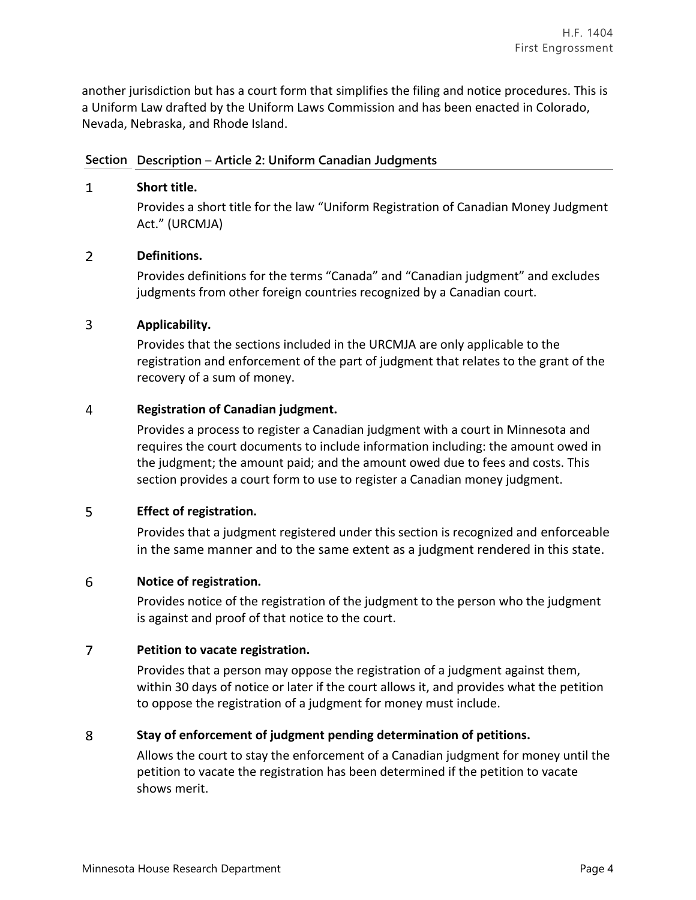another jurisdiction but has a court form that simplifies the filing and notice procedures. This is a Uniform Law drafted by the Uniform Laws Commission and has been enacted in Colorado, Nevada, Nebraska, and Rhode Island.

| Section | Description – Article 2: Uniform Canadian Judgments |
|---|---|
| 1 | **Short title.**<br>Provides a short title for the law "Uniform Registration of Canadian Money Judgment Act." (URCMJA) |
| 2 | **Definitions.**<br>Provides definitions for the terms "Canada" and "Canadian judgment" and excludes judgments from other foreign countries recognized by a Canadian court. |
| 3 | **Applicability.**<br>Provides that the sections included in the URCMJA are only applicable to the registration and enforcement of the part of judgment that relates to the grant of the recovery of a sum of money. |
| 4 | **Registration of Canadian judgment.**<br>Provides a process to register a Canadian judgment with a court in Minnesota and requires the court documents to include information including: the amount owed in the judgment; the amount paid; and the amount owed due to fees and costs. This section provides a court form to use to register a Canadian money judgment. |
| 5 | **Effect of registration.**<br>Provides that a judgment registered under this section is recognized and enforceable in the same manner and to the same extent as a judgment rendered in this state. |
| 6 | **Notice of registration.**<br>Provides notice of the registration of the judgment to the person who the judgment is against and proof of that notice to the court. |
| 7 | **Petition to vacate registration.**<br>Provides that a person may oppose the registration of a judgment against them, within 30 days of notice or later if the court allows it, and provides what the petition to oppose the registration of a judgment for money must include. |
| 8 | **Stay of enforcement of judgment pending determination of petitions.**<br>Allows the court to stay the enforcement of a Canadian judgment for money until the petition to vacate the registration has been determined if the petition to vacate shows merit. |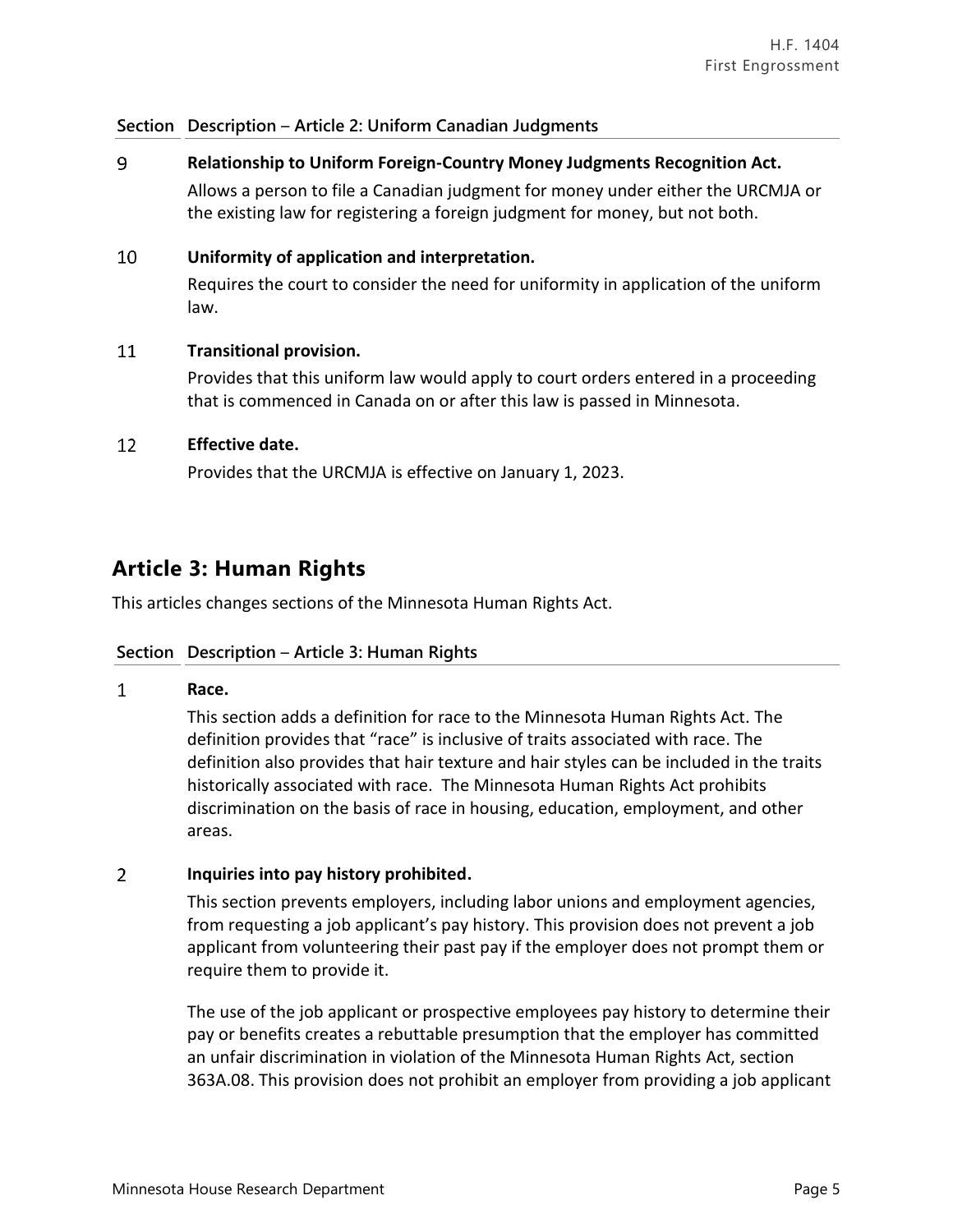| Section | Description – Article 2: Uniform Canadian Judgments |
|---|---|
| 9 | **Relationship to Uniform Foreign-Country Money Judgments Recognition Act.** Allows a person to file a Canadian judgment for money under either the URCMJA or the existing law for registering a foreign judgment for money, but not both. |
| 10 | **Uniformity of application and interpretation.** Requires the court to consider the need for uniformity in application of the uniform law. |
| 11 | **Transitional provision.** Provides that this uniform law would apply to court orders entered in a proceeding that is commenced in Canada on or after this law is passed in Minnesota. |
| 12 | **Effective date.** Provides that the URCMJA is effective on January 1, 2023. |

## Article 3: Human Rights

This articles changes sections of the Minnesota Human Rights Act.

| Section | Description – Article 3: Human Rights |
|---|---|
| 1 | **Race.** This section adds a definition for race to the Minnesota Human Rights Act. The definition provides that "race" is inclusive of traits associated with race. The definition also provides that hair texture and hair styles can be included in the traits historically associated with race. The Minnesota Human Rights Act prohibits discrimination on the basis of race in housing, education, employment, and other areas. |
| 2 | **Inquiries into pay history prohibited.** This section prevents employers, including labor unions and employment agencies, from requesting a job applicant's pay history. This provision does not prevent a job applicant from volunteering their past pay if the employer does not prompt them or require them to provide it.<br><br>The use of the job applicant or prospective employees pay history to determine their pay or benefits creates a rebuttable presumption that the employer has committed an unfair discrimination in violation of the Minnesota Human Rights Act, section 363A.08. This provision does not prohibit an employer from providing a job applicant |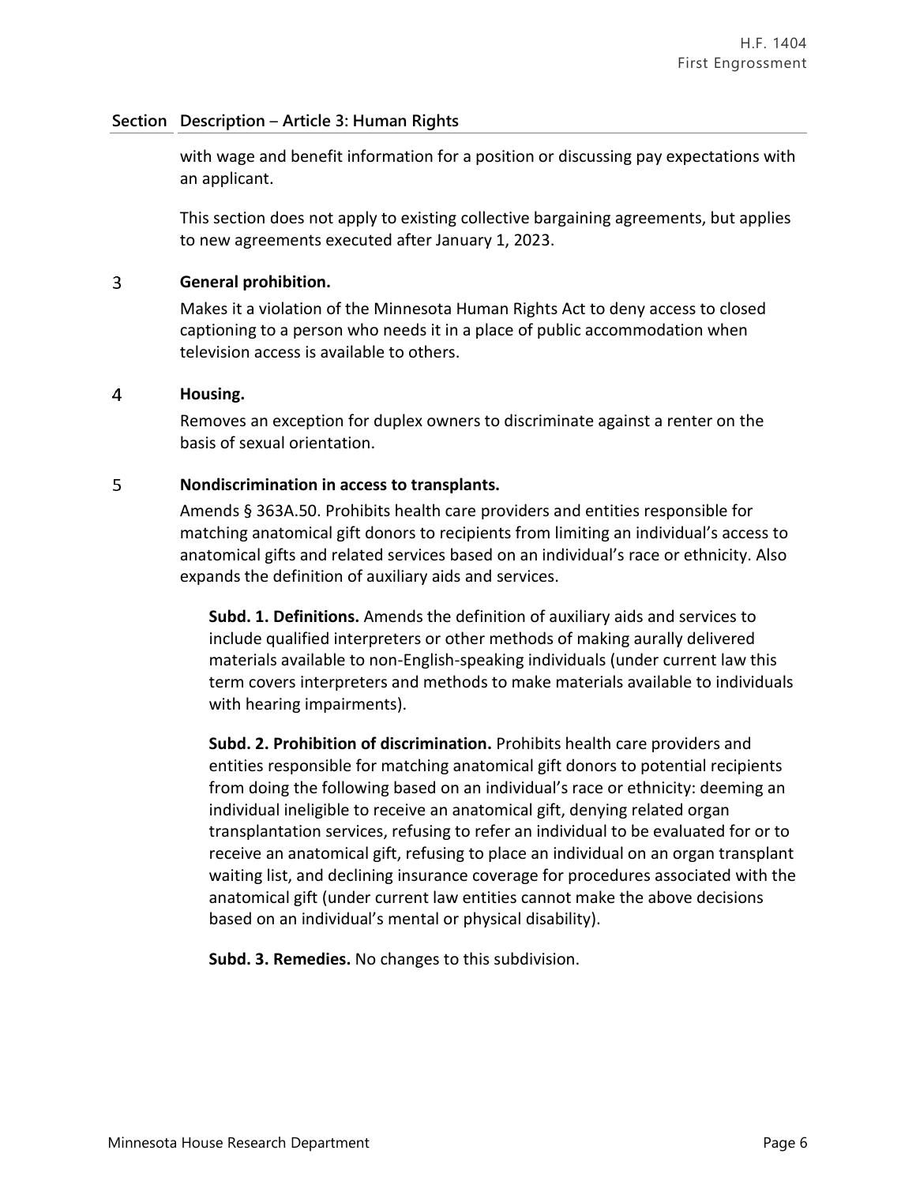## Section Description – Article 3: Human Rights

with wage and benefit information for a position or discussing pay expectations with an applicant.

This section does not apply to existing collective bargaining agreements, but applies to new agreements executed after January 1, 2023.

### 3 General prohibition.

Makes it a violation of the Minnesota Human Rights Act to deny access to closed captioning to a person who needs it in a place of public accommodation when television access is available to others.

### 4 Housing.

Removes an exception for duplex owners to discriminate against a renter on the basis of sexual orientation.

### 5 Nondiscrimination in access to transplants.

Amends § 363A.50. Prohibits health care providers and entities responsible for matching anatomical gift donors to recipients from limiting an individual's access to anatomical gifts and related services based on an individual's race or ethnicity. Also expands the definition of auxiliary aids and services.

**Subd. 1. Definitions.** Amends the definition of auxiliary aids and services to include qualified interpreters or other methods of making aurally delivered materials available to non-English-speaking individuals (under current law this term covers interpreters and methods to make materials available to individuals with hearing impairments).

**Subd. 2. Prohibition of discrimination.** Prohibits health care providers and entities responsible for matching anatomical gift donors to potential recipients from doing the following based on an individual's race or ethnicity: deeming an individual ineligible to receive an anatomical gift, denying related organ transplantation services, refusing to refer an individual to be evaluated for or to receive an anatomical gift, refusing to place an individual on an organ transplant waiting list, and declining insurance coverage for procedures associated with the anatomical gift (under current law entities cannot make the above decisions based on an individual's mental or physical disability).

**Subd. 3. Remedies.** No changes to this subdivision.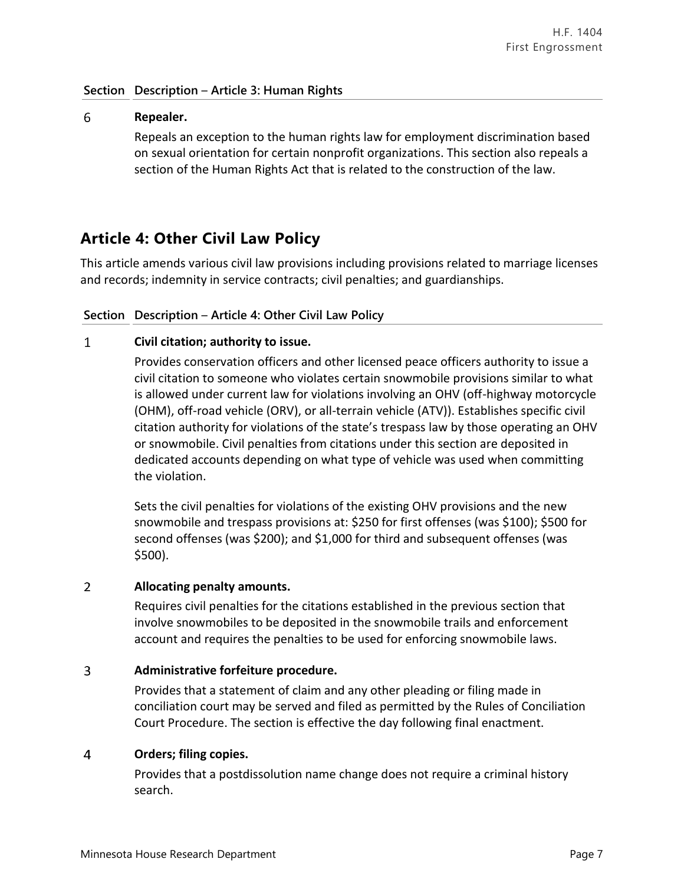| Section | Description – Article 3: Human Rights |
|---|---|
| 6 | **Repealer.** Repeals an exception to the human rights law for employment discrimination based on sexual orientation for certain nonprofit organizations. This section also repeals a section of the Human Rights Act that is related to the construction of the law. |

## Article 4: Other Civil Law Policy

This article amends various civil law provisions including provisions related to marriage licenses and records; indemnity in service contracts; civil penalties; and guardianships.

| Section | Description – Article 4: Other Civil Law Policy |
|---|---|
| 1 | **Civil citation; authority to issue.** Provides conservation officers and other licensed peace officers authority to issue a civil citation to someone who violates certain snowmobile provisions similar to what is allowed under current law for violations involving an OHV (off-highway motorcycle (OHM), off-road vehicle (ORV), or all-terrain vehicle (ATV)). Establishes specific civil citation authority for violations of the state's trespass law by those operating an OHV or snowmobile. Civil penalties from citations under this section are deposited in dedicated accounts depending on what type of vehicle was used when committing the violation.<br><br>Sets the civil penalties for violations of the existing OHV provisions and the new snowmobile and trespass provisions at: $250 for first offenses (was $100); $500 for second offenses (was $200); and $1,000 for third and subsequent offenses (was $500). |
| 2 | **Allocating penalty amounts.** Requires civil penalties for the citations established in the previous section that involve snowmobiles to be deposited in the snowmobile trails and enforcement account and requires the penalties to be used for enforcing snowmobile laws. |
| 3 | **Administrative forfeiture procedure.** Provides that a statement of claim and any other pleading or filing made in conciliation court may be served and filed as permitted by the Rules of Conciliation Court Procedure. The section is effective the day following final enactment. |
| 4 | **Orders; filing copies.** Provides that a postdissolution name change does not require a criminal history search. |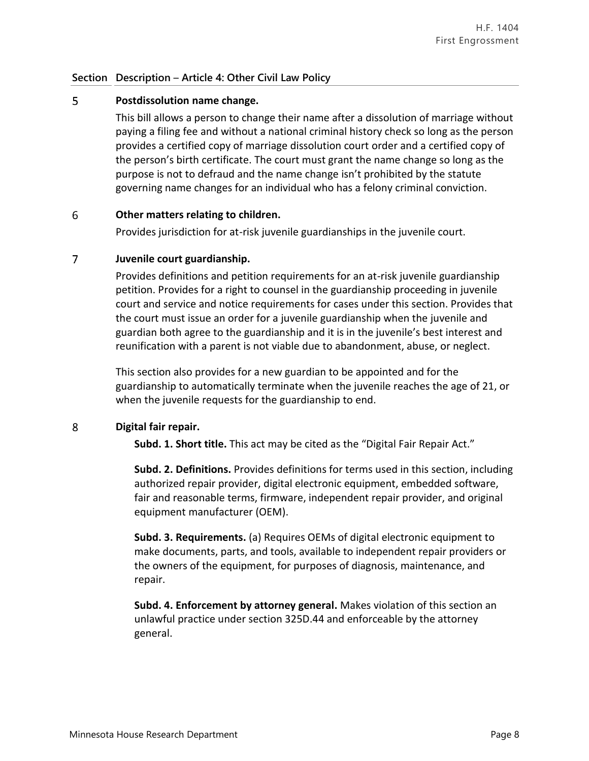**Section Description – Article 4: Other Civil Law Policy**

5 **Postdissolution name change.**

This bill allows a person to change their name after a dissolution of marriage without paying a filing fee and without a national criminal history check so long as the person provides a certified copy of marriage dissolution court order and a certified copy of the person's birth certificate. The court must grant the name change so long as the purpose is not to defraud and the name change isn't prohibited by the statute governing name changes for an individual who has a felony criminal conviction.

6 **Other matters relating to children.**

Provides jurisdiction for at-risk juvenile guardianships in the juvenile court.

7 **Juvenile court guardianship.**

Provides definitions and petition requirements for an at-risk juvenile guardianship petition. Provides for a right to counsel in the guardianship proceeding in juvenile court and service and notice requirements for cases under this section. Provides that the court must issue an order for a juvenile guardianship when the juvenile and guardian both agree to the guardianship and it is in the juvenile's best interest and reunification with a parent is not viable due to abandonment, abuse, or neglect.

This section also provides for a new guardian to be appointed and for the guardianship to automatically terminate when the juvenile reaches the age of 21, or when the juvenile requests for the guardianship to end.

8 **Digital fair repair.**

**Subd. 1. Short title.** This act may be cited as the "Digital Fair Repair Act."

**Subd. 2. Definitions.** Provides definitions for terms used in this section, including authorized repair provider, digital electronic equipment, embedded software, fair and reasonable terms, firmware, independent repair provider, and original equipment manufacturer (OEM).

**Subd. 3. Requirements.** (a) Requires OEMs of digital electronic equipment to make documents, parts, and tools, available to independent repair providers or the owners of the equipment, for purposes of diagnosis, maintenance, and repair.

**Subd. 4. Enforcement by attorney general.** Makes violation of this section an unlawful practice under section 325D.44 and enforceable by the attorney general.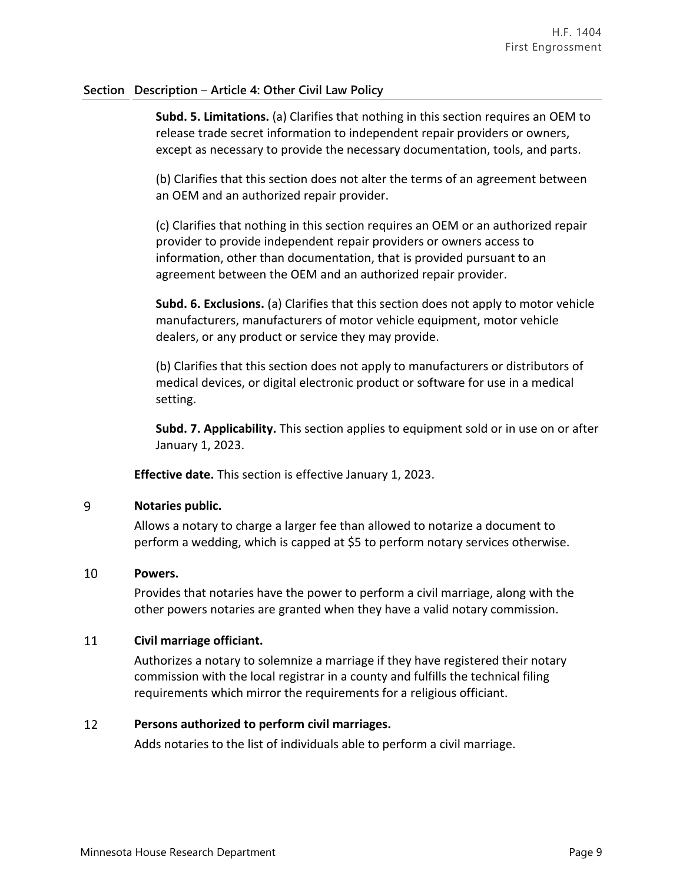| Section | Description – Article 4: Other Civil Law Policy |
|---|---|
| | **Subd. 5. Limitations.** (a) Clarifies that nothing in this section requires an OEM to release trade secret information to independent repair providers or owners, except as necessary to provide the necessary documentation, tools, and parts.<br><br>(b) Clarifies that this section does not alter the terms of an agreement between an OEM and an authorized repair provider.<br><br>(c) Clarifies that nothing in this section requires an OEM or an authorized repair provider to provide independent repair providers or owners access to information, other than documentation, that is provided pursuant to an agreement between the OEM and an authorized repair provider.<br><br>**Subd. 6. Exclusions.** (a) Clarifies that this section does not apply to motor vehicle manufacturers, manufacturers of motor vehicle equipment, motor vehicle dealers, or any product or service they may provide.<br><br>(b) Clarifies that this section does not apply to manufacturers or distributors of medical devices, or digital electronic product or software for use in a medical setting.<br><br>**Subd. 7. Applicability.** This section applies to equipment sold or in use on or after January 1, 2023.<br><br>**Effective date.** This section is effective January 1, 2023. |
| 9 | **Notaries public.**<br><br>Allows a notary to charge a larger fee than allowed to notarize a document to perform a wedding, which is capped at $5 to perform notary services otherwise. |
| 10 | **Powers.**<br><br>Provides that notaries have the power to perform a civil marriage, along with the other powers notaries are granted when they have a valid notary commission. |
| 11 | **Civil marriage officiant.**<br><br>Authorizes a notary to solemnize a marriage if they have registered their notary commission with the local registrar in a county and fulfills the technical filing requirements which mirror the requirements for a religious officiant. |
| 12 | **Persons authorized to perform civil marriages.**<br><br>Adds notaries to the list of individuals able to perform a civil marriage. |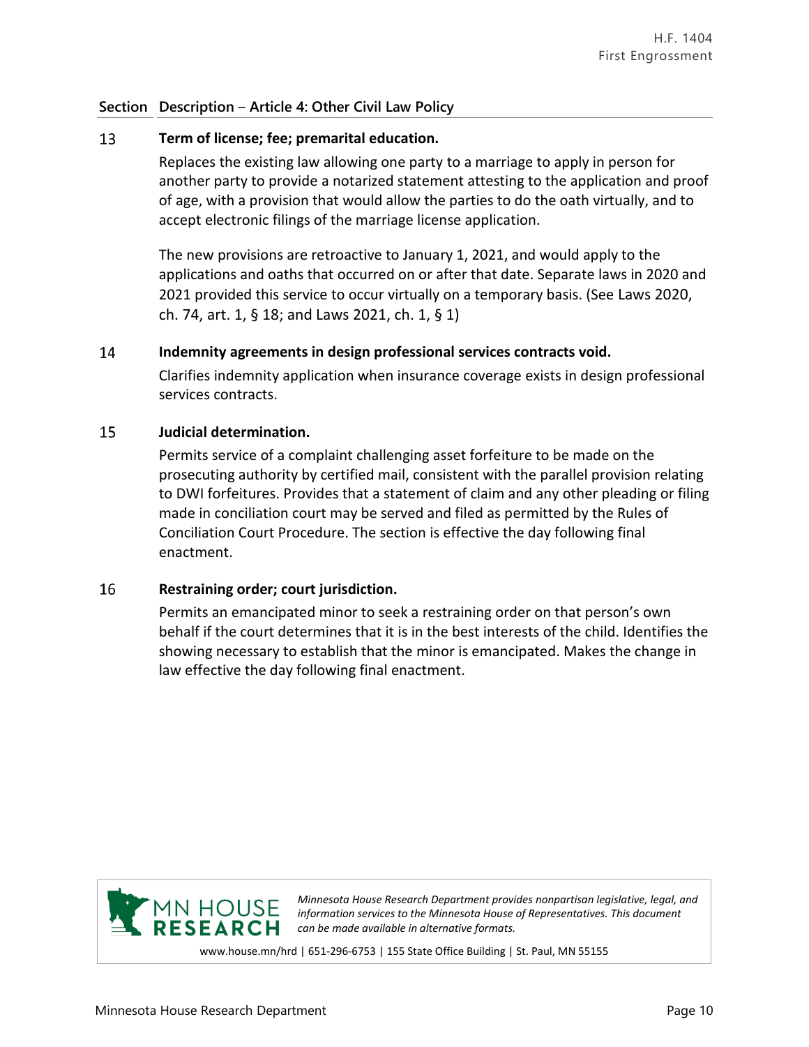| Section | Description – Article 4: Other Civil Law Policy |
|---|---|
| 13 | **Term of license; fee; premarital education.**<br><br>Replaces the existing law allowing one party to a marriage to apply in person for another party to provide a notarized statement attesting to the application and proof of age, with a provision that would allow the parties to do the oath virtually, and to accept electronic filings of the marriage license application.<br><br>The new provisions are retroactive to January 1, 2021, and would apply to the applications and oaths that occurred on or after that date. Separate laws in 2020 and 2021 provided this service to occur virtually on a temporary basis. (See Laws 2020, ch. 74, art. 1, § 18; and Laws 2021, ch. 1, § 1) |
| 14 | **Indemnity agreements in design professional services contracts void.**<br><br>Clarifies indemnity application when insurance coverage exists in design professional services contracts. |
| 15 | **Judicial determination.**<br><br>Permits service of a complaint challenging asset forfeiture to be made on the prosecuting authority by certified mail, consistent with the parallel provision relating to DWI forfeitures. Provides that a statement of claim and any other pleading or filing made in conciliation court may be served and filed as permitted by the Rules of Conciliation Court Procedure. The section is effective the day following final enactment. |
| 16 | **Restraining order; court jurisdiction.**<br><br>Permits an emancipated minor to seek a restraining order on that person's own behalf if the court determines that it is in the best interests of the child. Identifies the showing necessary to establish that the minor is emancipated. Makes the change in law effective the day following final enactment. |

MN HOUSE RESEARCH

*Minnesota House Research Department provides nonpartisan legislative, legal, and information services to the Minnesota House of Representatives. This document can be made available in alternative formats.*

www.house.mn/hrd | 651-296-6753 | 155 State Office Building | St. Paul, MN 55155